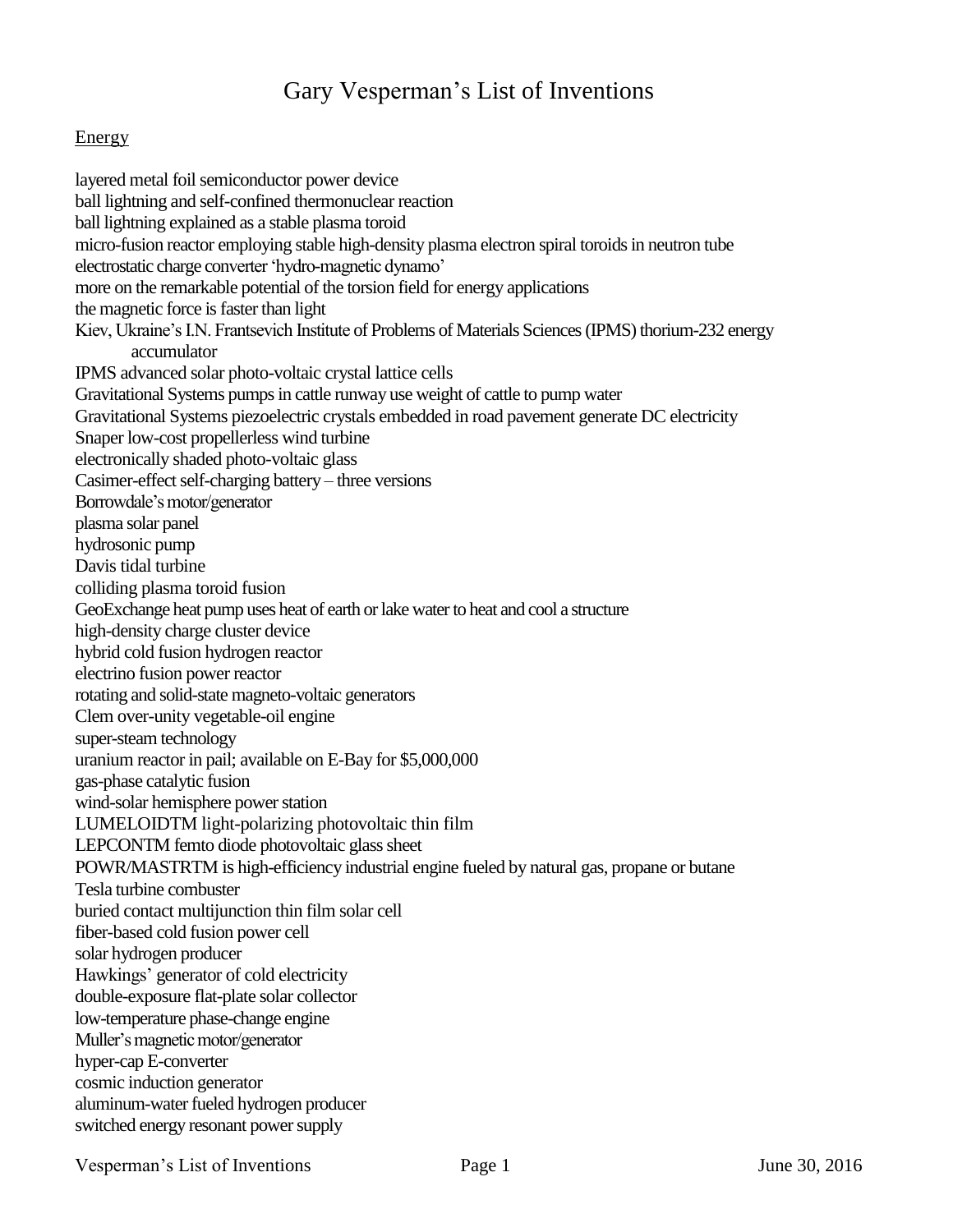# Gary Vesperman's List of Inventions

## Energy

layered metal foil semiconductor power device
ball lightning and self-confined thermonuclear reaction
ball lightning explained as a stable plasma toroid
micro-fusion reactor employing stable high-density plasma electron spiral toroids in neutron tube
electrostatic charge converter 'hydro-magnetic dynamo'
more on the remarkable potential of the torsion field for energy applications
the magnetic force is faster than light
Kiev, Ukraine's I.N. Frantsevich Institute of Problems of Materials Sciences (IPMS) thorium-232 energy accumulator
IPMS advanced solar photo-voltaic crystal lattice cells
Gravitational Systems pumps in cattle runway use weight of cattle to pump water
Gravitational Systems piezoelectric crystals embedded in road pavement generate DC electricity
Snaper low-cost propellerless wind turbine
electronically shaded photo-voltaic glass
Casimer-effect self-charging battery – three versions
Borrowdale's motor/generator
plasma solar panel
hydrosonic pump
Davis tidal turbine
colliding plasma toroid fusion
GeoExchange heat pump uses heat of earth or lake water to heat and cool a structure
high-density charge cluster device
hybrid cold fusion hydrogen reactor
electrino fusion power reactor
rotating and solid-state magneto-voltaic generators
Clem over-unity vegetable-oil engine
super-steam technology
uranium reactor in pail; available on E-Bay for $5,000,000
gas-phase catalytic fusion
wind-solar hemisphere power station
LUMELOIDTM light-polarizing photovoltaic thin film
LEPCONTM femto diode photovoltaic glass sheet
POWR/MASTRTM is high-efficiency industrial engine fueled by natural gas, propane or butane
Tesla turbine combuster
buried contact multijunction thin film solar cell
fiber-based cold fusion power cell
solar hydrogen producer
Hawkings' generator of cold electricity
double-exposure flat-plate solar collector
low-temperature phase-change engine
Muller's magnetic motor/generator
hyper-cap E-converter
cosmic induction generator
aluminum-water fueled hydrogen producer
switched energy resonant power supply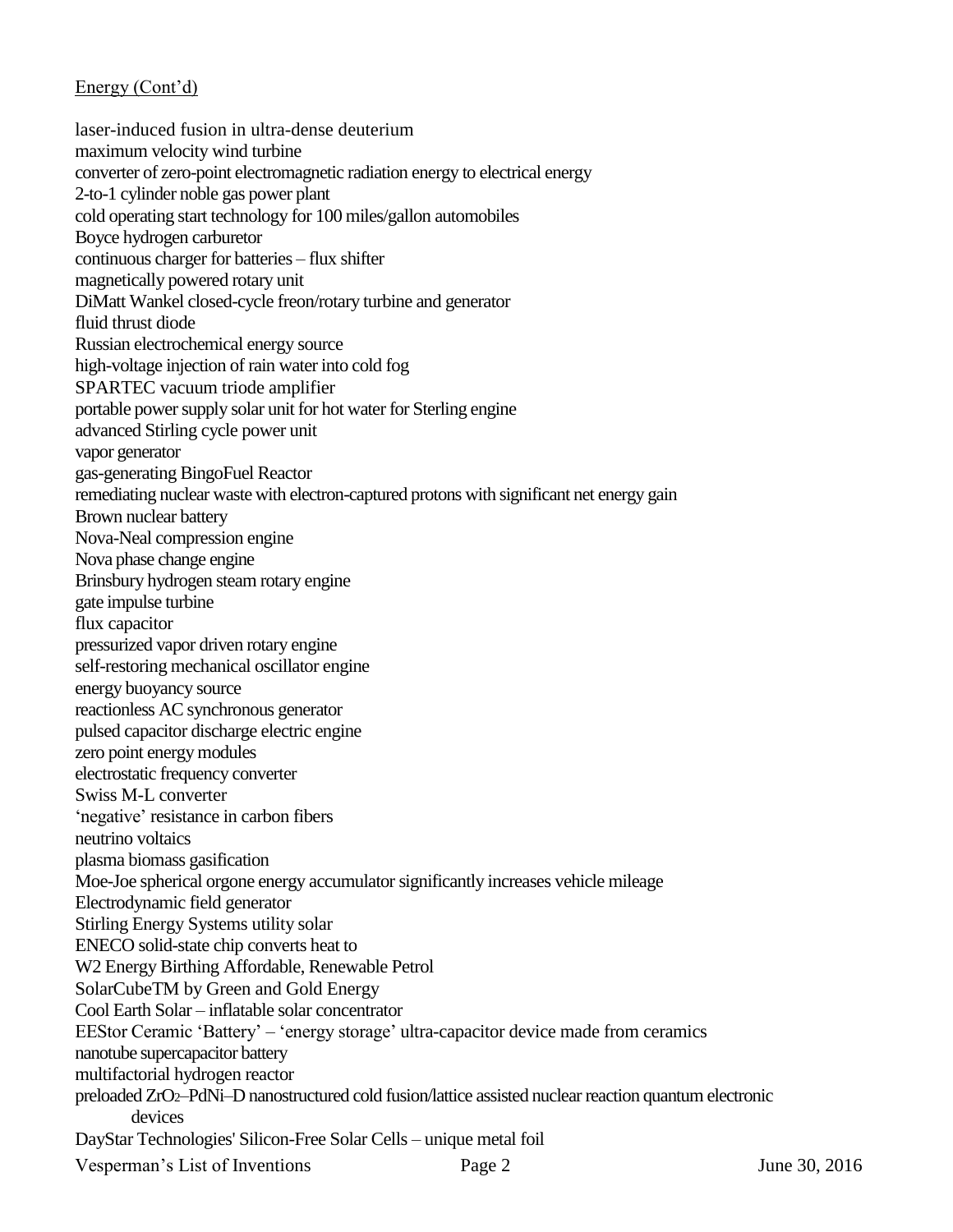Energy (Cont'd)

laser-induced fusion in ultra-dense deuterium
maximum velocity wind turbine
converter of zero-point electromagnetic radiation energy to electrical energy
2-to-1 cylinder noble gas power plant
cold operating start technology for 100 miles/gallon automobiles
Boyce hydrogen carburetor
continuous charger for batteries – flux shifter
magnetically powered rotary unit
DiMatt Wankel closed-cycle freon/rotary turbine and generator
fluid thrust diode
Russian electrochemical energy source
high-voltage injection of rain water into cold fog
SPARTEC vacuum triode amplifier
portable power supply solar unit for hot water for Sterling engine
advanced Stirling cycle power unit
vapor generator
gas-generating BingoFuel Reactor
remediating nuclear waste with electron-captured protons with significant net energy gain
Brown nuclear battery
Nova-Neal compression engine
Nova phase change engine
Brinsbury hydrogen steam rotary engine
gate impulse turbine
flux capacitor
pressurized vapor driven rotary engine
self-restoring mechanical oscillator engine
energy buoyancy source
reactionless AC synchronous generator
pulsed capacitor discharge electric engine
zero point energy modules
electrostatic frequency converter
Swiss M-L converter
'negative' resistance in carbon fibers
neutrino voltaics
plasma biomass gasification
Moe-Joe spherical orgone energy accumulator significantly increases vehicle mileage
Electrodynamic field generator
Stirling Energy Systems utility solar
ENECO solid-state chip converts heat to
W2 Energy Birthing Affordable, Renewable Petrol
SolarCubeTM by Green and Gold Energy
Cool Earth Solar – inflatable solar concentrator
EEStor Ceramic 'Battery' – 'energy storage' ultra-capacitor device made from ceramics
nanotube supercapacitor battery
multifactorial hydrogen reactor
preloaded $ZrO_2$–PdNi–D nanostructured cold fusion/lattice assisted nuclear reaction quantum electronic devices
DayStar Technologies' Silicon-Free Solar Cells – unique metal foil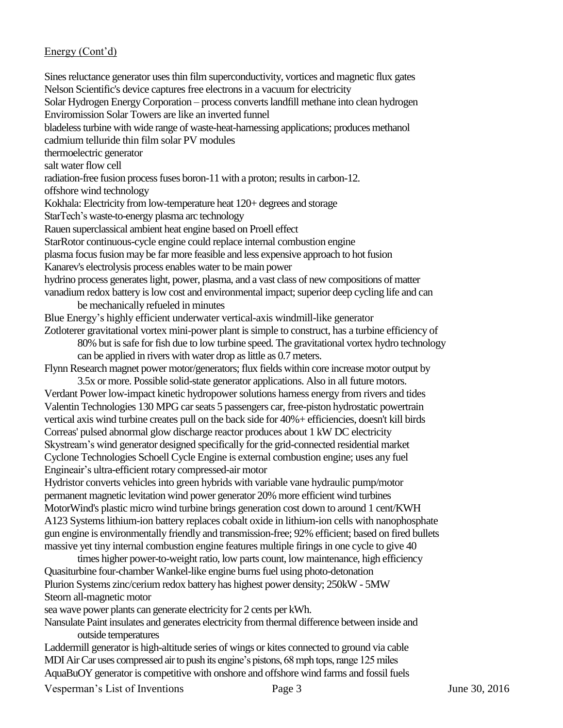Energy (Cont'd)

Sines reluctance generator uses thin film superconductivity, vortices and magnetic flux gates
Nelson Scientific's device captures free electrons in a vacuum for electricity
Solar Hydrogen Energy Corporation – process converts landfill methane into clean hydrogen
Enviromission Solar Towers are like an inverted funnel
bladeless turbine with wide range of waste-heat-harnessing applications; produces methanol
cadmium telluride thin film solar PV modules
thermoelectric generator
salt water flow cell
radiation-free fusion process fuses boron-11 with a proton; results in carbon-12.
offshore wind technology
Kokhala: Electricity from low-temperature heat 120+ degrees and storage
StarTech's waste-to-energy plasma arc technology
Rauen superclassical ambient heat engine based on Proell effect
StarRotor continuous-cycle engine could replace internal combustion engine
plasma focus fusion may be far more feasible and less expensive approach to hot fusion
Kanarev's electrolysis process enables water to be main power
hydrino process generates light, power, plasma, and a vast class of new compositions of matter
vanadium redox battery is low cost and environmental impact; superior deep cycling life and can be mechanically refueled in minutes
Blue Energy's highly efficient underwater vertical-axis windmill-like generator
Zotloterer gravitational vortex mini-power plant is simple to construct, has a turbine efficiency of 80% but is safe for fish due to low turbine speed. The gravitational vortex hydro technology can be applied in rivers with water drop as little as 0.7 meters.
Flynn Research magnet power motor/generators; flux fields within core increase motor output by 3.5x or more. Possible solid-state generator applications. Also in all future motors.
Verdant Power low-impact kinetic hydropower solutions harness energy from rivers and tides
Valentin Technologies 130 MPG car seats 5 passengers car, free-piston hydrostatic powertrain
vertical axis wind turbine creates pull on the back side for 40%+ efficiencies, doesn't kill birds
Correas' pulsed abnormal glow discharge reactor produces about 1 kW DC electricity
Skystream's wind generator designed specifically for the grid-connected residential market
Cyclone Technologies Schoell Cycle Engine is external combustion engine; uses any fuel
Engineair's ultra-efficient rotary compressed-air motor
Hydristor converts vehicles into green hybrids with variable vane hydraulic pump/motor
permanent magnetic levitation wind power generator 20% more efficient wind turbines
MotorWind's plastic micro wind turbine brings generation cost down to around 1 cent/KWH
A123 Systems lithium-ion battery replaces cobalt oxide in lithium-ion cells with nanophosphate
gun engine is environmentally friendly and transmission-free; 92% efficient; based on fired bullets
massive yet tiny internal combustion engine features multiple firings in one cycle to give 40 times higher power-to-weight ratio, low parts count, low maintenance, high efficiency
Quasiturbine four-chamber Wankel-like engine burns fuel using photo-detonation
Plurion Systems zinc/cerium redox battery has highest power density; 250kW - 5MW
Steorn all-magnetic motor
sea wave power plants can generate electricity for 2 cents per kWh.
Nansulate Paint insulates and generates electricity from thermal difference between inside and outside temperatures
Laddermill generator is high-altitude series of wings or kites connected to ground via cable
MDI Air Car uses compressed air to push its engine's pistons, 68 mph tops, range 125 miles
AquaBuOY generator is competitive with onshore and offshore wind farms and fossil fuels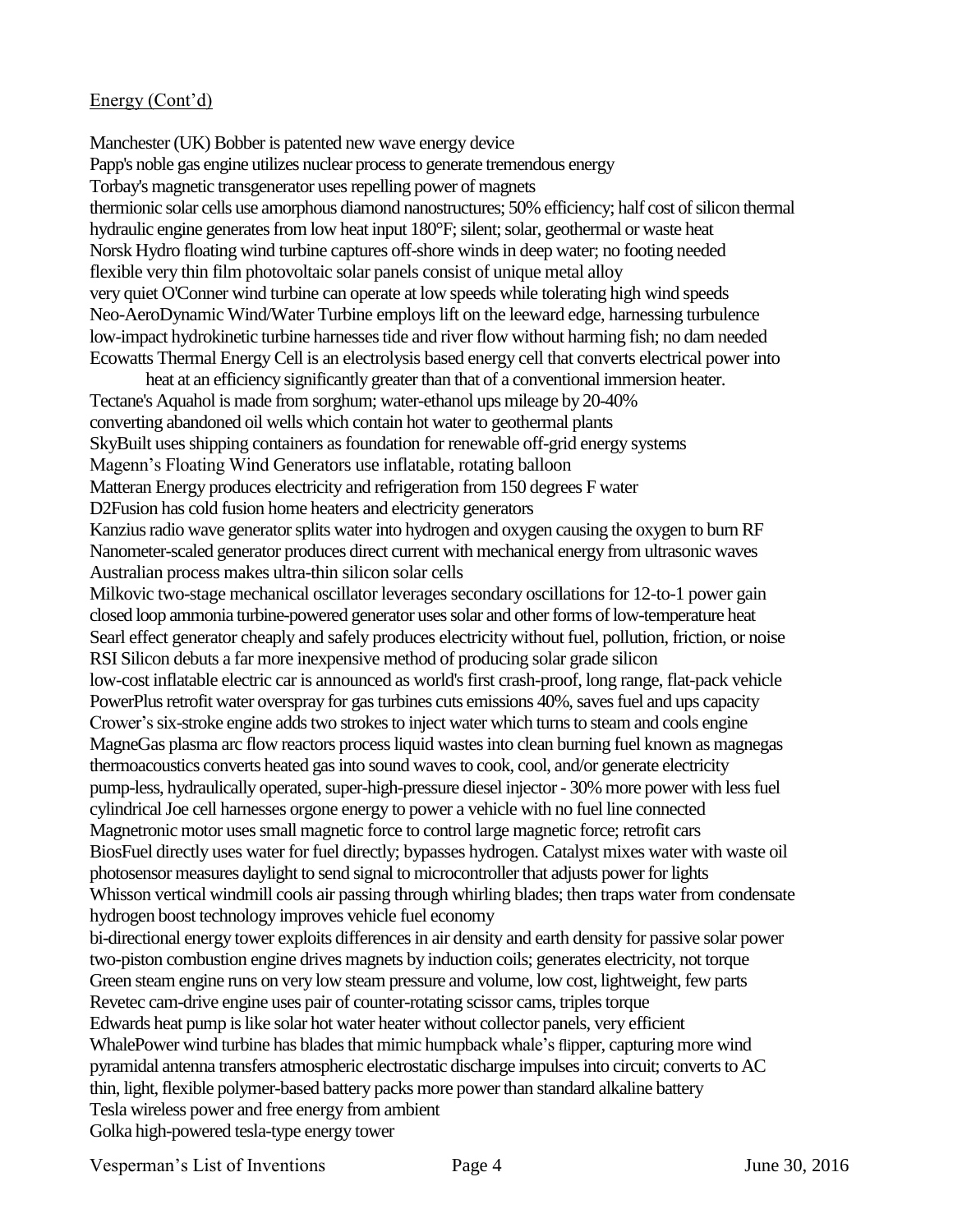Energy (Cont'd)

Manchester (UK) Bobber is patented new wave energy device
Papp's noble gas engine utilizes nuclear process to generate tremendous energy
Torbay's magnetic transgenerator uses repelling power of magnets
thermionic solar cells use amorphous diamond nanostructures; 50% efficiency; half cost of silicon thermal
hydraulic engine generates from low heat input 180°F; silent; solar, geothermal or waste heat
Norsk Hydro floating wind turbine captures off-shore winds in deep water; no footing needed
flexible very thin film photovoltaic solar panels consist of unique metal alloy
very quiet O'Conner wind turbine can operate at low speeds while tolerating high wind speeds
Neo-AeroDynamic Wind/Water Turbine employs lift on the leeward edge, harnessing turbulence
low-impact hydrokinetic turbine harnesses tide and river flow without harming fish; no dam needed
Ecowatts Thermal Energy Cell is an electrolysis based energy cell that converts electrical power into heat at an efficiency significantly greater than that of a conventional immersion heater.
Tectane's Aquahol is made from sorghum; water-ethanol ups mileage by 20-40%
converting abandoned oil wells which contain hot water to geothermal plants
SkyBuilt uses shipping containers as foundation for renewable off-grid energy systems
Magenn's Floating Wind Generators use inflatable, rotating balloon
Matteran Energy produces electricity and refrigeration from 150 degrees F water
D2Fusion has cold fusion home heaters and electricity generators
Kanzius radio wave generator splits water into hydrogen and oxygen causing the oxygen to burn RF
Nanometer-scaled generator produces direct current with mechanical energy from ultrasonic waves
Australian process makes ultra-thin silicon solar cells
Milkovic two-stage mechanical oscillator leverages secondary oscillations for 12-to-1 power gain
closed loop ammonia turbine-powered generator uses solar and other forms of low-temperature heat
Searl effect generator cheaply and safely produces electricity without fuel, pollution, friction, or noise
RSI Silicon debuts a far more inexpensive method of producing solar grade silicon
low-cost inflatable electric car is announced as world's first crash-proof, long range, flat-pack vehicle
PowerPlus retrofit water overspray for gas turbines cuts emissions 40%, saves fuel and ups capacity
Crower's six-stroke engine adds two strokes to inject water which turns to steam and cools engine
MagneGas plasma arc flow reactors process liquid wastes into clean burning fuel known as magnegas
thermoacoustics converts heated gas into sound waves to cook, cool, and/or generate electricity
pump-less, hydraulically operated, super-high-pressure diesel injector - 30% more power with less fuel
cylindrical Joe cell harnesses orgone energy to power a vehicle with no fuel line connected
Magnetronic motor uses small magnetic force to control large magnetic force; retrofit cars
BiosFuel directly uses water for fuel directly; bypasses hydrogen. Catalyst mixes water with waste oil
photosensor measures daylight to send signal to microcontroller that adjusts power for lights
Whisson vertical windmill cools air passing through whirling blades; then traps water from condensate
hydrogen boost technology improves vehicle fuel economy
bi-directional energy tower exploits differences in air density and earth density for passive solar power
two-piston combustion engine drives magnets by induction coils; generates electricity, not torque
Green steam engine runs on very low steam pressure and volume, low cost, lightweight, few parts
Revetec cam-drive engine uses pair of counter-rotating scissor cams, triples torque
Edwards heat pump is like solar hot water heater without collector panels, very efficient
WhalePower wind turbine has blades that mimic humpback whale's flipper, capturing more wind
pyramidal antenna transfers atmospheric electrostatic discharge impulses into circuit; converts to AC
thin, light, flexible polymer-based battery packs more power than standard alkaline battery
Tesla wireless power and free energy from ambient
Golka high-powered tesla-type energy tower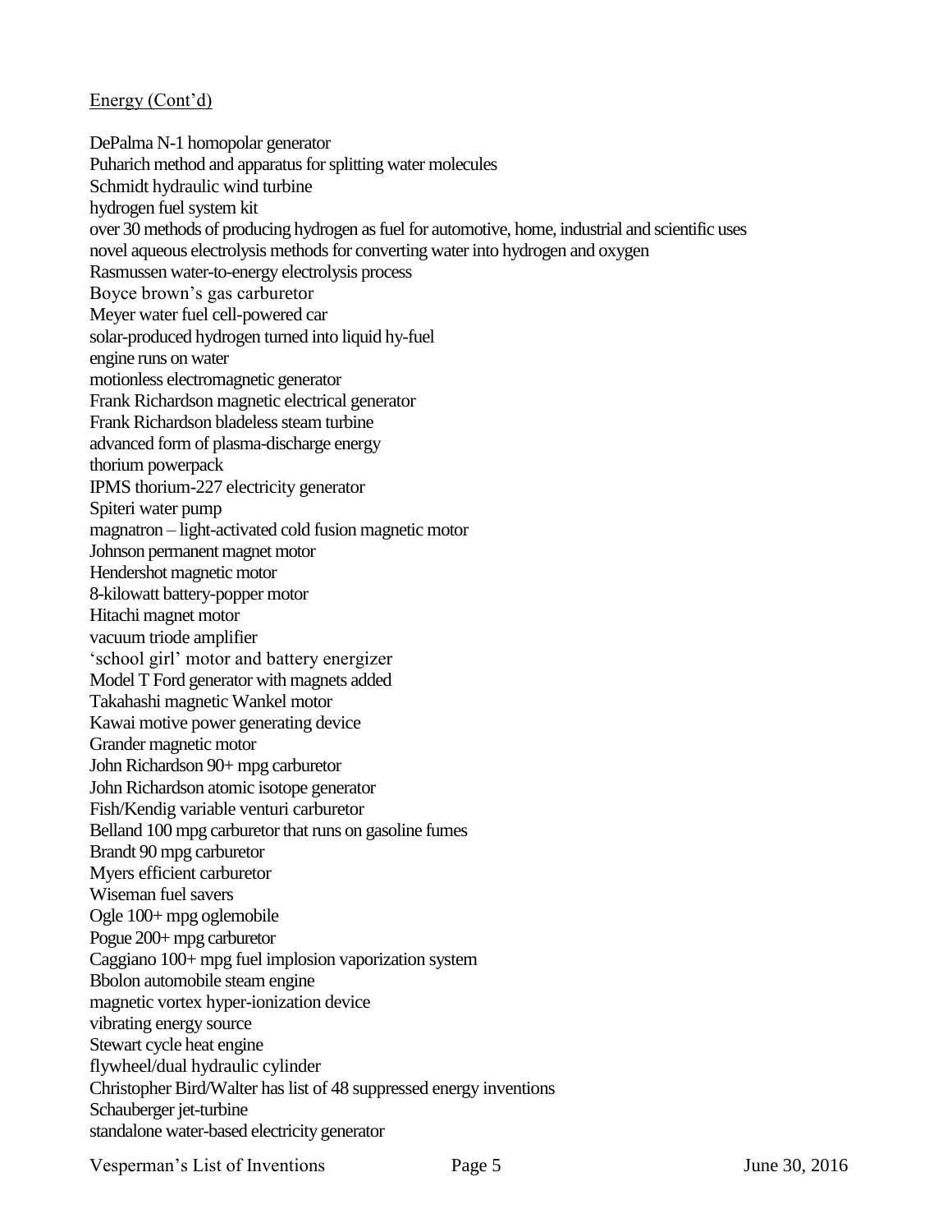Energy (Cont'd)

DePalma N-1 homopolar generator
Puharich method and apparatus for splitting water molecules
Schmidt hydraulic wind turbine
hydrogen fuel system kit
over 30 methods of producing hydrogen as fuel for automotive, home, industrial and scientific uses
novel aqueous electrolysis methods for converting water into hydrogen and oxygen
Rasmussen water-to-energy electrolysis process
Boyce brown's gas carburetor
Meyer water fuel cell-powered car
solar-produced hydrogen turned into liquid hy-fuel
engine runs on water
motionless electromagnetic generator
Frank Richardson magnetic electrical generator
Frank Richardson bladeless steam turbine
advanced form of plasma-discharge energy
thorium powerpack
IPMS thorium-227 electricity generator
Spiteri water pump
magnatron – light-activated cold fusion magnetic motor
Johnson permanent magnet motor
Hendershot magnetic motor
8-kilowatt battery-popper motor
Hitachi magnet motor
vacuum triode amplifier
'school girl' motor and battery energizer
Model T Ford generator with magnets added
Takahashi magnetic Wankel motor
Kawai motive power generating device
Grander magnetic motor
John Richardson 90+ mpg carburetor
John Richardson atomic isotope generator
Fish/Kendig variable venturi carburetor
Belland 100 mpg carburetor that runs on gasoline fumes
Brandt 90 mpg carburetor
Myers efficient carburetor
Wiseman fuel savers
Ogle 100+ mpg oglemobile
Pogue 200+ mpg carburetor
Caggiano 100+ mpg fuel implosion vaporization system
Bbolon automobile steam engine
magnetic vortex hyper-ionization device
vibrating energy source
Stewart cycle heat engine
flywheel/dual hydraulic cylinder
Christopher Bird/Walter has list of 48 suppressed energy inventions
Schauberger jet-turbine
standalone water-based electricity generator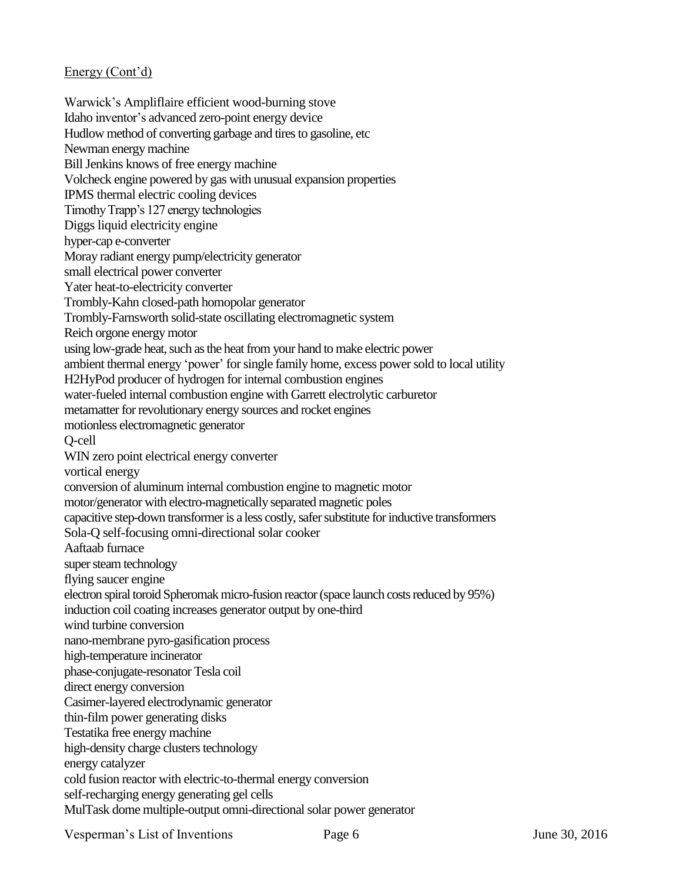Energy (Cont'd)

Warwick's Ampliflaire efficient wood-burning stove
Idaho inventor's advanced zero-point energy device
Hudlow method of converting garbage and tires to gasoline, etc
Newman energy machine
Bill Jenkins knows of free energy machine
Volcheck engine powered by gas with unusual expansion properties
IPMS thermal electric cooling devices
Timothy Trapp's 127 energy technologies
Diggs liquid electricity engine
hyper-cap e-converter
Moray radiant energy pump/electricity generator
small electrical power converter
Yater heat-to-electricity converter
Trombly-Kahn closed-path homopolar generator
Trombly-Farnsworth solid-state oscillating electromagnetic system
Reich orgone energy motor
using low-grade heat, such as the heat from your hand to make electric power
ambient thermal energy 'power' for single family home, excess power sold to local utility
H2HyPod producer of hydrogen for internal combustion engines
water-fueled internal combustion engine with Garrett electrolytic carburetor
metamatter for revolutionary energy sources and rocket engines
motionless electromagnetic generator
Q-cell
WIN zero point electrical energy converter
vortical energy
conversion of aluminum internal combustion engine to magnetic motor
motor/generator with electro-magnetically separated magnetic poles
capacitive step-down transformer is a less costly, safer substitute for inductive transformers
Sola-Q self-focusing omni-directional solar cooker
Aaftaab furnace
super steam technology
flying saucer engine
electron spiral toroid Spheromak micro-fusion reactor (space launch costs reduced by 95%)
induction coil coating increases generator output by one-third
wind turbine conversion
nano-membrane pyro-gasification process
high-temperature incinerator
phase-conjugate-resonator Tesla coil
direct energy conversion
Casimer-layered electrodynamic generator
thin-film power generating disks
Testatika free energy machine
high-density charge clusters technology
energy catalyzer
cold fusion reactor with electric-to-thermal energy conversion
self-recharging energy generating gel cells
MulTask dome multiple-output omni-directional solar power generator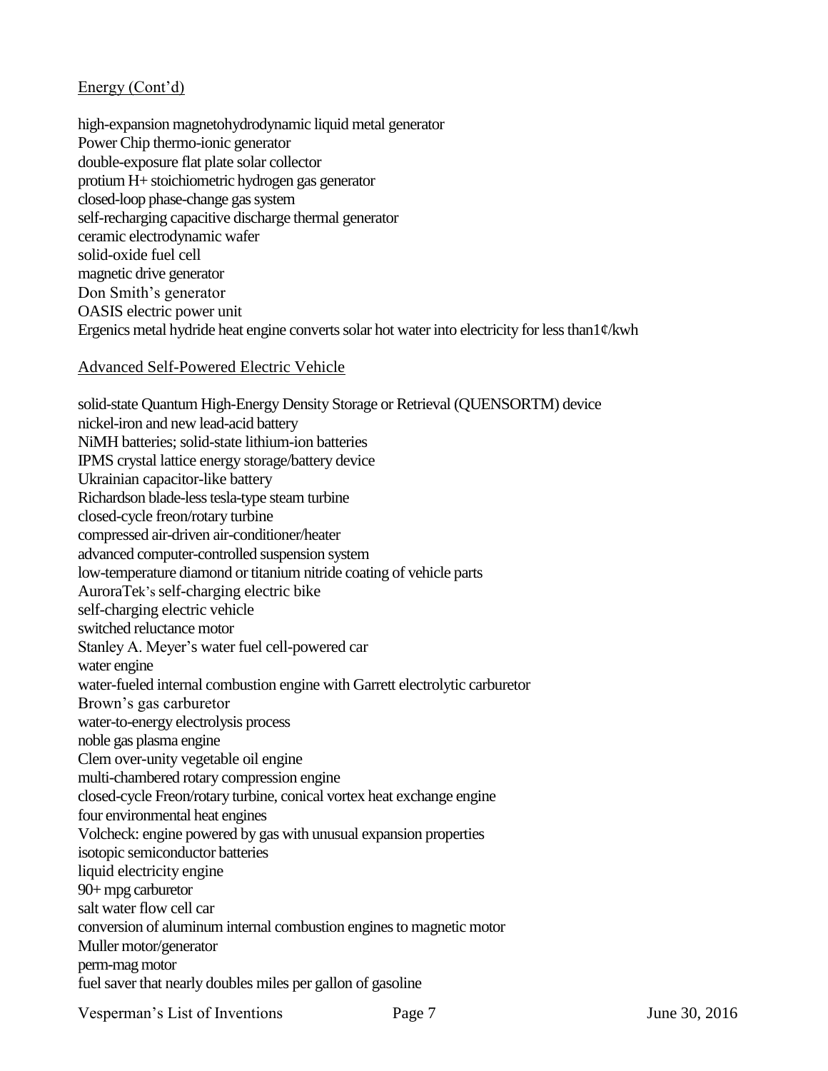## Energy (Cont'd)

high-expansion magnetohydrodynamic liquid metal generator
Power Chip thermo-ionic generator
double-exposure flat plate solar collector
protium H+ stoichiometric hydrogen gas generator
closed-loop phase-change gas system
self-recharging capacitive discharge thermal generator
ceramic electrodynamic wafer
solid-oxide fuel cell
magnetic drive generator
Don Smith's generator
OASIS electric power unit
Ergenics metal hydride heat engine converts solar hot water into electricity for less than1¢/kwh

## Advanced Self-Powered Electric Vehicle

solid-state Quantum High-Energy Density Storage or Retrieval (QUENSORTM) device
nickel-iron and new lead-acid battery
NiMH batteries; solid-state lithium-ion batteries
IPMS crystal lattice energy storage/battery device
Ukrainian capacitor-like battery
Richardson blade-less tesla-type steam turbine
closed-cycle freon/rotary turbine
compressed air-driven air-conditioner/heater
advanced computer-controlled suspension system
low-temperature diamond or titanium nitride coating of vehicle parts
AuroraTek's self-charging electric bike
self-charging electric vehicle
switched reluctance motor
Stanley A. Meyer's water fuel cell-powered car
water engine
water-fueled internal combustion engine with Garrett electrolytic carburetor
Brown's gas carburetor
water-to-energy electrolysis process
noble gas plasma engine
Clem over-unity vegetable oil engine
multi-chambered rotary compression engine
closed-cycle Freon/rotary turbine, conical vortex heat exchange engine
four environmental heat engines
Volcheck: engine powered by gas with unusual expansion properties
isotopic semiconductor batteries
liquid electricity engine
90+ mpg carburetor
salt water flow cell car
conversion of aluminum internal combustion engines to magnetic motor
Muller motor/generator
perm-mag motor
fuel saver that nearly doubles miles per gallon of gasoline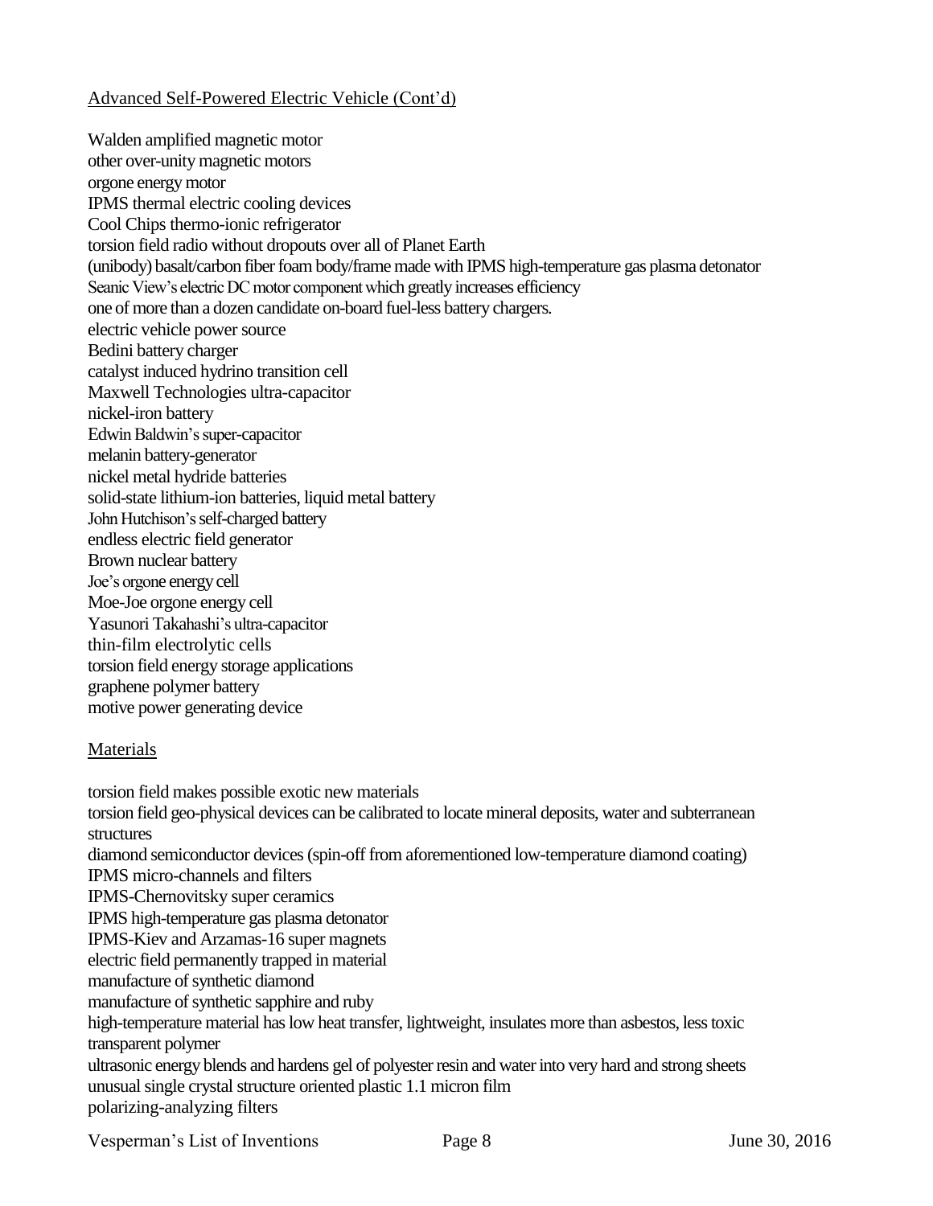Advanced Self-Powered Electric Vehicle (Cont'd)

Walden amplified magnetic motor
other over-unity magnetic motors
orgone energy motor
IPMS thermal electric cooling devices
Cool Chips thermo-ionic refrigerator
torsion field radio without dropouts over all of Planet Earth
(unibody) basalt/carbon fiber foam body/frame made with IPMS high-temperature gas plasma detonator
Seanic View's electric DC motor component which greatly increases efficiency
one of more than a dozen candidate on-board fuel-less battery chargers.
electric vehicle power source
Bedini battery charger
catalyst induced hydrino transition cell
Maxwell Technologies ultra-capacitor
nickel-iron battery
Edwin Baldwin's super-capacitor
melanin battery-generator
nickel metal hydride batteries
solid-state lithium-ion batteries, liquid metal battery
John Hutchison's self-charged battery
endless electric field generator
Brown nuclear battery
Joe's orgone energy cell
Moe-Joe orgone energy cell
Yasunori Takahashi's ultra-capacitor
thin-film electrolytic cells
torsion field energy storage applications
graphene polymer battery
motive power generating device

Materials

torsion field makes possible exotic new materials
torsion field geo-physical devices can be calibrated to locate mineral deposits, water and subterranean structures
diamond semiconductor devices (spin-off from aforementioned low-temperature diamond coating)
IPMS micro-channels and filters
IPMS-Chernovitsky super ceramics
IPMS high-temperature gas plasma detonator
IPMS-Kiev and Arzamas-16 super magnets
electric field permanently trapped in material
manufacture of synthetic diamond
manufacture of synthetic sapphire and ruby
high-temperature material has low heat transfer, lightweight, insulates more than asbestos, less toxic
transparent polymer
ultrasonic energy blends and hardens gel of polyester resin and water into very hard and strong sheets
unusual single crystal structure oriented plastic 1.1 micron film
polarizing-analyzing filters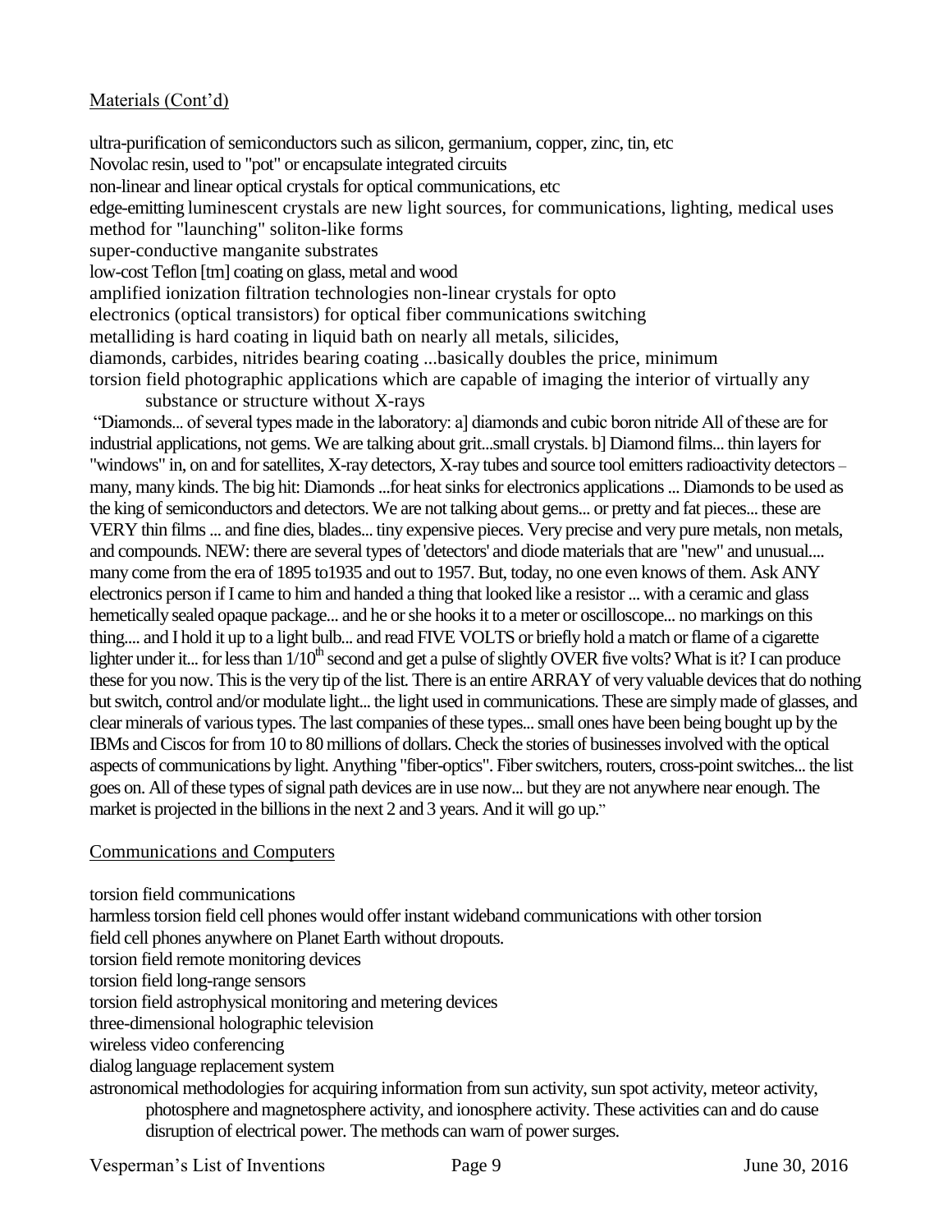Materials (Cont'd)

ultra-purification of semiconductors such as silicon, germanium, copper, zinc, tin, etc
Novolac resin, used to "pot" or encapsulate integrated circuits
non-linear and linear optical crystals for optical communications, etc
edge-emitting luminescent crystals are new light sources, for communications, lighting, medical uses
method for "launching" soliton-like forms
super-conductive manganite substrates
low-cost Teflon [tm] coating on glass, metal and wood
amplified ionization filtration technologies non-linear crystals for opto
electronics (optical transistors) for optical fiber communications switching
metalliding is hard coating in liquid bath on nearly all metals, silicides,
diamonds, carbides, nitrides bearing coating ...basically doubles the price, minimum
torsion field photographic applications which are capable of imaging the interior of virtually any substance or structure without X-rays

"Diamonds... of several types made in the laboratory: a] diamonds and cubic boron nitride All of these are for industrial applications, not gems. We are talking about grit...small crystals. b] Diamond films... thin layers for "windows" in, on and for satellites, X-ray detectors, X-ray tubes and source tool emitters radioactivity detectors – many, many kinds. The big hit: Diamonds ...for heat sinks for electronics applications ... Diamonds to be used as the king of semiconductors and detectors. We are not talking about gems... or pretty and fat pieces... these are VERY thin films ... and fine dies, blades... tiny expensive pieces. Very precise and very pure metals, non metals, and compounds. NEW: there are several types of 'detectors' and diode materials that are "new" and unusual.... many come from the era of 1895 to1935 and out to 1957. But, today, no one even knows of them. Ask ANY electronics person if I came to him and handed a thing that looked like a resistor ... with a ceramic and glass hemetically sealed opaque package... and he or she hooks it to a meter or oscilloscope... no markings on this thing.... and I hold it up to a light bulb... and read FIVE VOLTS or briefly hold a match or flame of a cigarette lighter under it... for less than 1/10th second and get a pulse of slightly OVER five volts? What is it? I can produce these for you now. This is the very tip of the list. There is an entire ARRAY of very valuable devices that do nothing but switch, control and/or modulate light... the light used in communications. These are simply made of glasses, and clear minerals of various types. The last companies of these types... small ones have been being bought up by the IBMs and Ciscos for from 10 to 80 millions of dollars. Check the stories of businesses involved with the optical aspects of communications by light. Anything "fiber-optics". Fiber switchers, routers, cross-point switches... the list goes on. All of these types of signal path devices are in use now... but they are not anywhere near enough. The market is projected in the billions in the next 2 and 3 years. And it will go up."

Communications and Computers

torsion field communications
harmless torsion field cell phones would offer instant wideband communications with other torsion field cell phones anywhere on Planet Earth without dropouts.
torsion field remote monitoring devices
torsion field long-range sensors
torsion field astrophysical monitoring and metering devices
three-dimensional holographic television
wireless video conferencing
dialog language replacement system
astronomical methodologies for acquiring information from sun activity, sun spot activity, meteor activity, photosphere and magnetosphere activity, and ionosphere activity. These activities can and do cause disruption of electrical power. The methods can warn of power surges.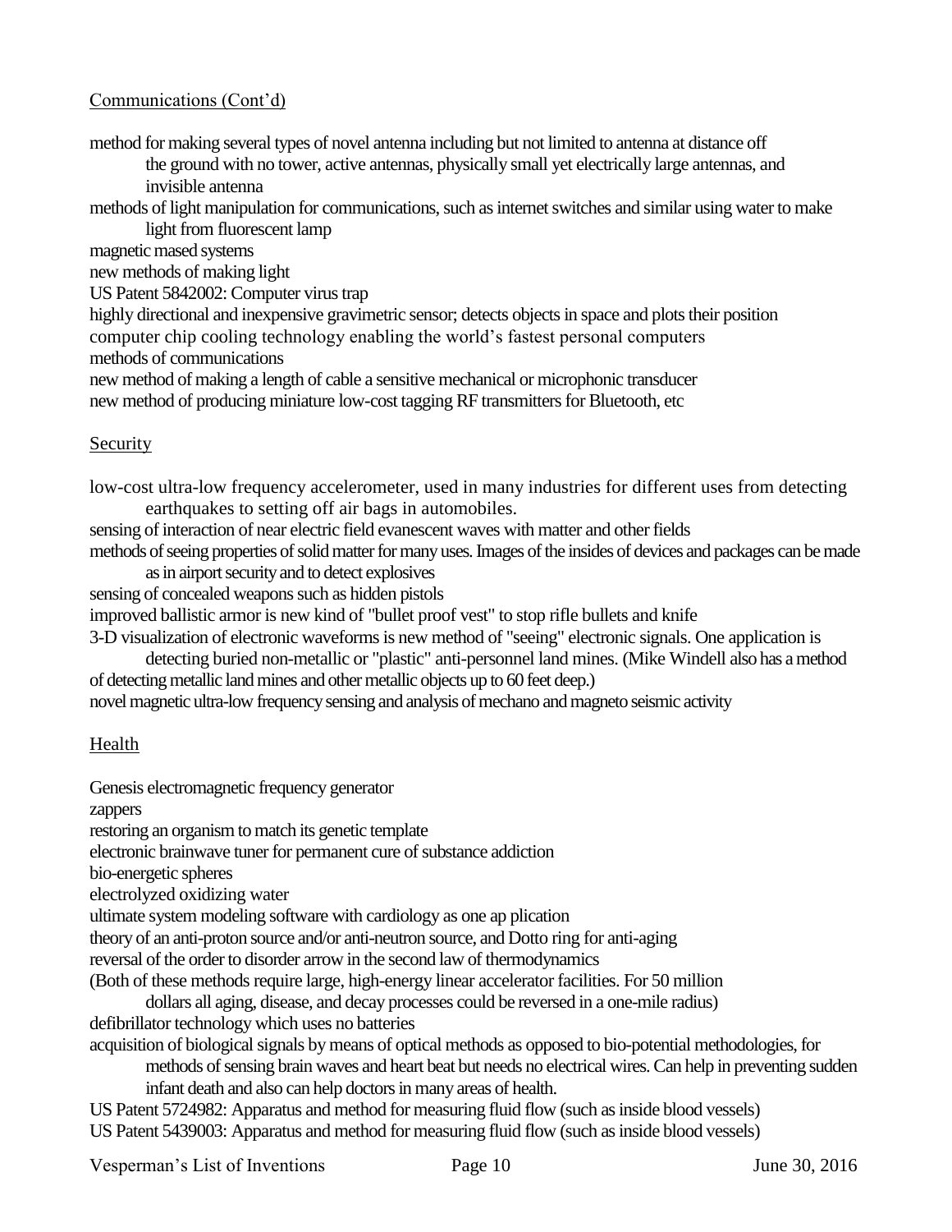Communications (Cont'd)

method for making several types of novel antenna including but not limited to antenna at distance off the ground with no tower, active antennas, physically small yet electrically large antennas, and invisible antenna

methods of light manipulation for communications, such as internet switches and similar using water to make light from fluorescent lamp

magnetic mased systems

new methods of making light

US Patent 5842002: Computer virus trap

highly directional and inexpensive gravimetric sensor; detects objects in space and plots their position

computer chip cooling technology enabling the world's fastest personal computers

methods of communications

new method of making a length of cable a sensitive mechanical or microphonic transducer

new method of producing miniature low-cost tagging RF transmitters for Bluetooth, etc

Security

low-cost ultra-low frequency accelerometer, used in many industries for different uses from detecting earthquakes to setting off air bags in automobiles.

sensing of interaction of near electric field evanescent waves with matter and other fields

methods of seeing properties of solid matter for many uses. Images of the insides of devices and packages can be made as in airport security and to detect explosives

sensing of concealed weapons such as hidden pistols

improved ballistic armor is new kind of "bullet proof vest" to stop rifle bullets and knife

3-D visualization of electronic waveforms is new method of "seeing" electronic signals. One application is detecting buried non-metallic or "plastic" anti-personnel land mines. (Mike Windell also has a method of detecting metallic land mines and other metallic objects up to 60 feet deep.)

novel magnetic ultra-low frequency sensing and analysis of mechano and magneto seismic activity

Health

Genesis electromagnetic frequency generator

zappers

restoring an organism to match its genetic template

electronic brainwave tuner for permanent cure of substance addiction

bio-energetic spheres

electrolyzed oxidizing water

ultimate system modeling software with cardiology as one ap plication

theory of an anti-proton source and/or anti-neutron source, and Dotto ring for anti-aging

reversal of the order to disorder arrow in the second law of thermodynamics

(Both of these methods require large, high-energy linear accelerator facilities. For 50 million dollars all aging, disease, and decay processes could be reversed in a one-mile radius)

defibrillator technology which uses no batteries

acquisition of biological signals by means of optical methods as opposed to bio-potential methodologies, for methods of sensing brain waves and heart beat but needs no electrical wires. Can help in preventing sudden infant death and also can help doctors in many areas of health.

US Patent 5724982: Apparatus and method for measuring fluid flow (such as inside blood vessels)

US Patent 5439003: Apparatus and method for measuring fluid flow (such as inside blood vessels)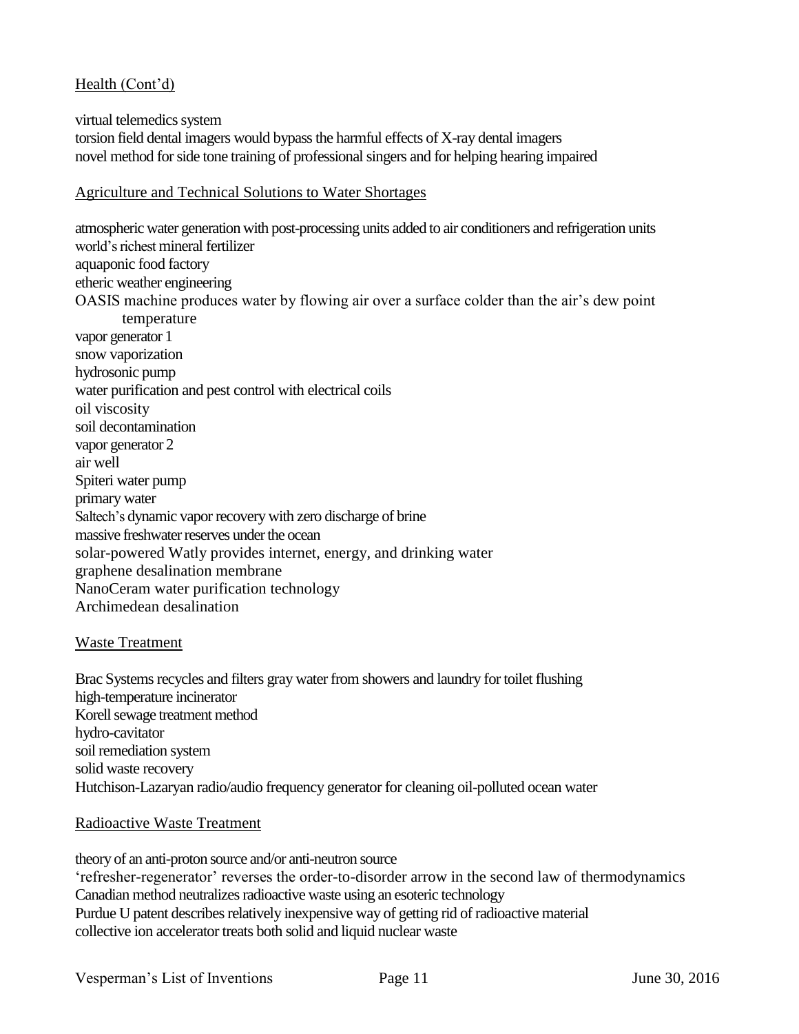## Health (Cont'd)

virtual telemedics system
torsion field dental imagers would bypass the harmful effects of X-ray dental imagers
novel method for side tone training of professional singers and for helping hearing impaired

## Agriculture and Technical Solutions to Water Shortages

atmospheric water generation with post-processing units added to air conditioners and refrigeration units
world's richest mineral fertilizer
aquaponic food factory
etheric weather engineering
OASIS machine produces water by flowing air over a surface colder than the air's dew point temperature
vapor generator 1
snow vaporization
hydrosonic pump
water purification and pest control with electrical coils
oil viscosity
soil decontamination
vapor generator 2
air well
Spiteri water pump
primary water
Saltech's dynamic vapor recovery with zero discharge of brine
massive freshwater reserves under the ocean
solar-powered Watly provides internet, energy, and drinking water
graphene desalination membrane
NanoCeram water purification technology
Archimedean desalination

## Waste Treatment

Brac Systems recycles and filters gray water from showers and laundry for toilet flushing
high-temperature incinerator
Korell sewage treatment method
hydro-cavitator
soil remediation system
solid waste recovery
Hutchison-Lazaryan radio/audio frequency generator for cleaning oil-polluted ocean water

## Radioactive Waste Treatment

theory of an anti-proton source and/or anti-neutron source
'refresher-regenerator' reverses the order-to-disorder arrow in the second law of thermodynamics
Canadian method neutralizes radioactive waste using an esoteric technology
Purdue U patent describes relatively inexpensive way of getting rid of radioactive material
collective ion accelerator treats both solid and liquid nuclear waste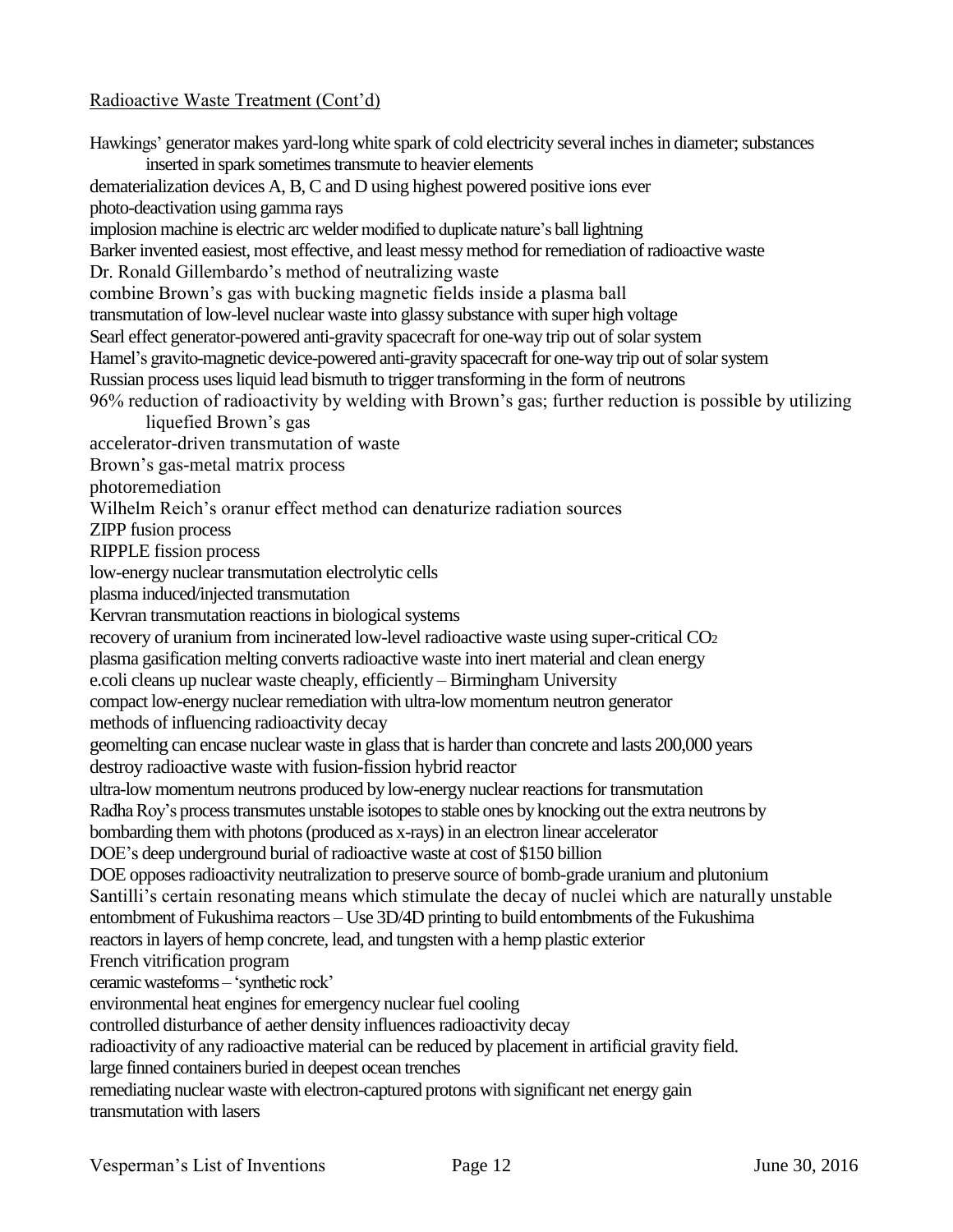Radioactive Waste Treatment (Cont'd)

Hawkings' generator makes yard-long white spark of cold electricity several inches in diameter; substances inserted in spark sometimes transmute to heavier elements
dematerialization devices A, B, C and D using highest powered positive ions ever
photo-deactivation using gamma rays
implosion machine is electric arc welder modified to duplicate nature's ball lightning
Barker invented easiest, most effective, and least messy method for remediation of radioactive waste
Dr. Ronald Gillembardo's method of neutralizing waste
combine Brown's gas with bucking magnetic fields inside a plasma ball
transmutation of low-level nuclear waste into glassy substance with super high voltage
Searl effect generator-powered anti-gravity spacecraft for one-way trip out of solar system
Hamel's gravito-magnetic device-powered anti-gravity spacecraft for one-way trip out of solar system
Russian process uses liquid lead bismuth to trigger transforming in the form of neutrons
96% reduction of radioactivity by welding with Brown's gas; further reduction is possible by utilizing liquefied Brown's gas
accelerator-driven transmutation of waste
Brown's gas-metal matrix process
photoremediation
Wilhelm Reich's oranur effect method can denaturize radiation sources
ZIPP fusion process
RIPPLE fission process
low-energy nuclear transmutation electrolytic cells
plasma induced/injected transmutation
Kervran transmutation reactions in biological systems
recovery of uranium from incinerated low-level radioactive waste using super-critical $CO_2$
plasma gasification melting converts radioactive waste into inert material and clean energy
e.coli cleans up nuclear waste cheaply, efficiently – Birmingham University
compact low-energy nuclear remediation with ultra-low momentum neutron generator
methods of influencing radioactivity decay
geomelting can encase nuclear waste in glass that is harder than concrete and lasts 200,000 years
destroy radioactive waste with fusion-fission hybrid reactor
ultra-low momentum neutrons produced by low-energy nuclear reactions for transmutation
Radha Roy's process transmutes unstable isotopes to stable ones by knocking out the extra neutrons by bombarding them with photons (produced as x-rays) in an electron linear accelerator
DOE's deep underground burial of radioactive waste at cost of $150 billion
DOE opposes radioactivity neutralization to preserve source of bomb-grade uranium and plutonium
Santilli's certain resonating means which stimulate the decay of nuclei which are naturally unstable
entombment of Fukushima reactors – Use 3D/4D printing to build entombments of the Fukushima reactors in layers of hemp concrete, lead, and tungsten with a hemp plastic exterior
French vitrification program
ceramic wasteforms – 'synthetic rock'
environmental heat engines for emergency nuclear fuel cooling
controlled disturbance of aether density influences radioactivity decay
radioactivity of any radioactive material can be reduced by placement in artificial gravity field.
large finned containers buried in deepest ocean trenches
remediating nuclear waste with electron-captured protons with significant net energy gain
transmutation with lasers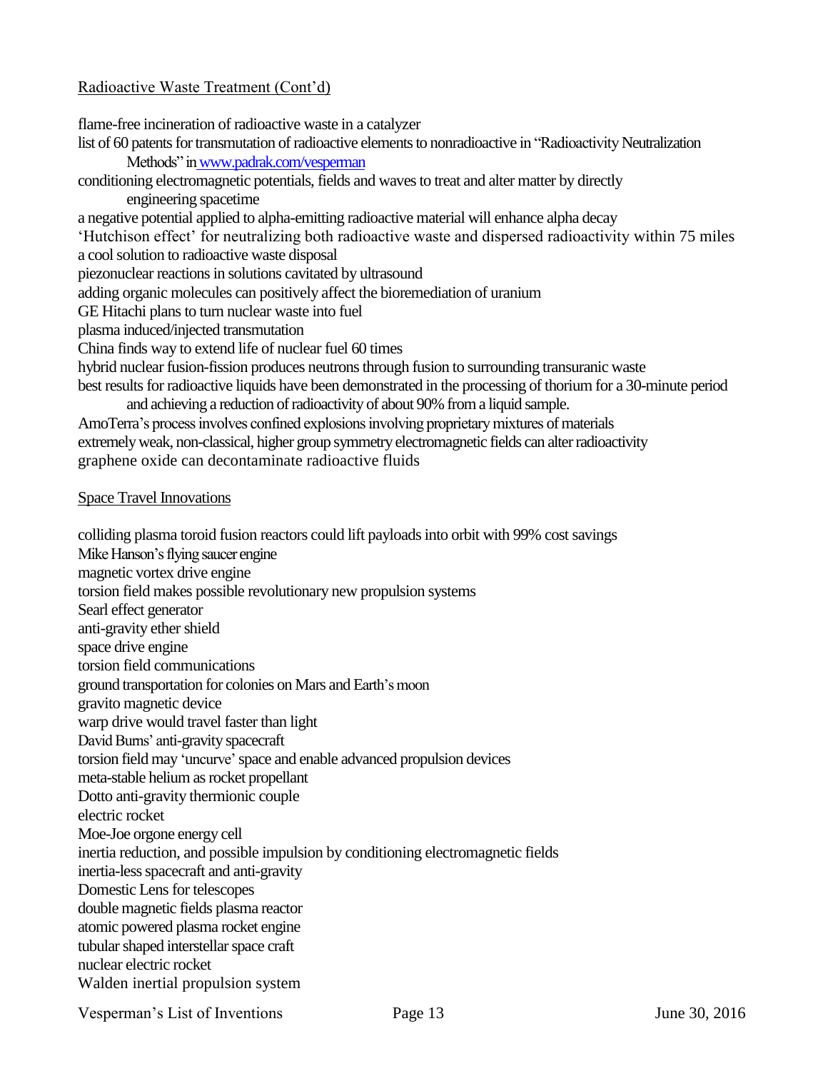Radioactive Waste Treatment (Cont'd)

flame-free incineration of radioactive waste in a catalyzer
list of 60 patents for transmutation of radioactive elements to nonradioactive in "Radioactivity Neutralization Methods" in www.padrak.com/vesperman
conditioning electromagnetic potentials, fields and waves to treat and alter matter by directly engineering spacetime
a negative potential applied to alpha-emitting radioactive material will enhance alpha decay
'Hutchison effect' for neutralizing both radioactive waste and dispersed radioactivity within 75 miles
a cool solution to radioactive waste disposal
piezonuclear reactions in solutions cavitated by ultrasound
adding organic molecules can positively affect the bioremediation of uranium
GE Hitachi plans to turn nuclear waste into fuel
plasma induced/injected transmutation
China finds way to extend life of nuclear fuel 60 times
hybrid nuclear fusion-fission produces neutrons through fusion to surrounding transuranic waste
best results for radioactive liquids have been demonstrated in the processing of thorium for a 30-minute period and achieving a reduction of radioactivity of about 90% from a liquid sample.
AmoTerra's process involves confined explosions involving proprietary mixtures of materials
extremely weak, non-classical, higher group symmetry electromagnetic fields can alter radioactivity
graphene oxide can decontaminate radioactive fluids

Space Travel Innovations

colliding plasma toroid fusion reactors could lift payloads into orbit with 99% cost savings
Mike Hanson's flying saucer engine
magnetic vortex drive engine
torsion field makes possible revolutionary new propulsion systems
Searl effect generator
anti-gravity ether shield
space drive engine
torsion field communications
ground transportation for colonies on Mars and Earth's moon
gravito magnetic device
warp drive would travel faster than light
David Burns' anti-gravity spacecraft
torsion field may 'uncurve' space and enable advanced propulsion devices
meta-stable helium as rocket propellant
Dotto anti-gravity thermionic couple
electric rocket
Moe-Joe orgone energy cell
inertia reduction, and possible impulsion by conditioning electromagnetic fields
inertia-less spacecraft and anti-gravity
Domestic Lens for telescopes
double magnetic fields plasma reactor
atomic powered plasma rocket engine
tubular shaped interstellar space craft
nuclear electric rocket
Walden inertial propulsion system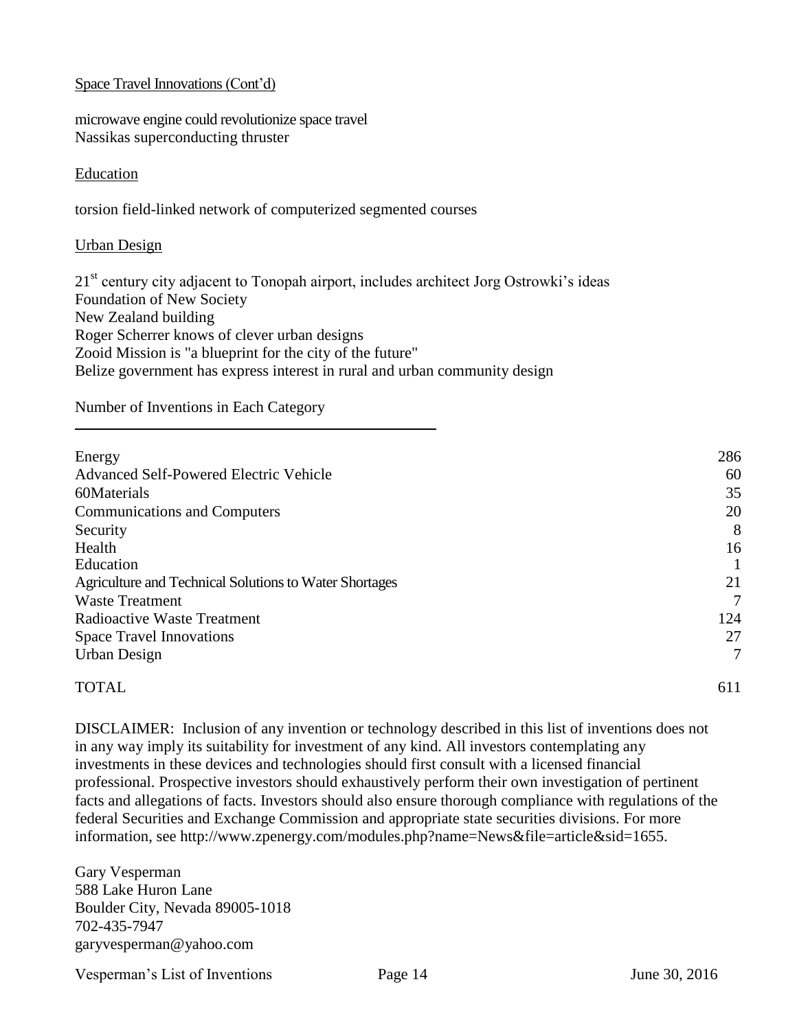Space Travel Innovations (Cont'd)

microwave engine could revolutionize space travel
Nassikas superconducting thruster

Education

torsion field-linked network of computerized segmented courses

Urban Design

21st century city adjacent to Tonopah airport, includes architect Jorg Ostrowki's ideas
Foundation of New Society
New Zealand building
Roger Scherrer knows of clever urban designs
Zooid Mission is "a blueprint for the city of the future"
Belize government has express interest in rural and urban community design

Number of Inventions in Each Category

| | |
|---|---|
| Energy | 286 |
| Advanced Self-Powered Electric Vehicle | 60 |
| 60Materials | 35 |
| Communications and Computers | 20 |
| Security | 8 |
| Health | 16 |
| Education | 1 |
| Agriculture and Technical Solutions to Water Shortages | 21 |
| Waste Treatment | 7 |
| Radioactive Waste Treatment | 124 |
| Space Travel Innovations | 27 |
| Urban Design | 7 |
| TOTAL | 611 |

DISCLAIMER: Inclusion of any invention or technology described in this list of inventions does not in any way imply its suitability for investment of any kind. All investors contemplating any investments in these devices and technologies should first consult with a licensed financial professional. Prospective investors should exhaustively perform their own investigation of pertinent facts and allegations of facts. Investors should also ensure thorough compliance with regulations of the federal Securities and Exchange Commission and appropriate state securities divisions. For more information, see http://www.zpenergy.com/modules.php?name=News&file=article&sid=1655.

Gary Vesperman
588 Lake Huron Lane
Boulder City, Nevada 89005-1018
702-435-7947
garyvesperman@yahoo.com